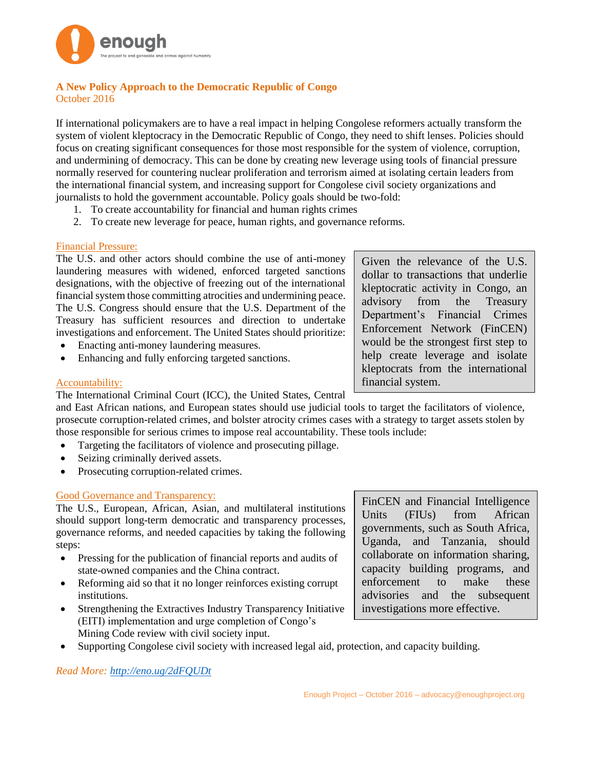enough

The project to end genocide and crimes against humanity

**A New Policy Approach to the Democratic Republic of Congo**
October 2016

If international policymakers are to have a real impact in helping Congolese reformers actually transform the system of violent kleptocracy in the Democratic Republic of Congo, they need to shift lenses. Policies should focus on creating significant consequences for those most responsible for the system of violence, corruption, and undermining of democracy. This can be done by creating new leverage using tools of financial pressure normally reserved for countering nuclear proliferation and terrorism aimed at isolating certain leaders from the international financial system, and increasing support for Congolese civil society organizations and journalists to hold the government accountable. Policy goals should be two-fold:

1. To create accountability for financial and human rights crimes
2. To create new leverage for peace, human rights, and governance reforms.

## Financial Pressure:

The U.S. and other actors should combine the use of anti-money laundering measures with widened, enforced targeted sanctions designations, with the objective of freezing out of the international financial system those committing atrocities and undermining peace. The U.S. Congress should ensure that the U.S. Department of the Treasury has sufficient resources and direction to undertake investigations and enforcement. The United States should prioritize:

- Enacting anti-money laundering measures.
- Enhancing and fully enforcing targeted sanctions.

> Given the relevance of the U.S. dollar to transactions that underlie kleptocratic activity in Congo, an advisory from the Treasury Department's Financial Crimes Enforcement Network (FinCEN) would be the strongest first step to help create leverage and isolate kleptocrats from the international financial system.

## Accountability:

The International Criminal Court (ICC), the United States, Central and East African nations, and European states should use judicial tools to target the facilitators of violence, prosecute corruption-related crimes, and bolster atrocity crimes cases with a strategy to target assets stolen by those responsible for serious crimes to impose real accountability. These tools include:

- Targeting the facilitators of violence and prosecuting pillage.
- Seizing criminally derived assets.
- Prosecuting corruption-related crimes.

## Good Governance and Transparency:

The U.S., European, African, Asian, and multilateral institutions should support long-term democratic and transparency processes, governance reforms, and needed capacities by taking the following steps:

- Pressing for the publication of financial reports and audits of state-owned companies and the China contract.
- Reforming aid so that it no longer reinforces existing corrupt institutions.
- Strengthening the Extractives Industry Transparency Initiative (EITI) implementation and urge completion of Congo's Mining Code review with civil society input.
- Supporting Congolese civil society with increased legal aid, protection, and capacity building.

> FinCEN and Financial Intelligence Units (FIUs) from African governments, such as South Africa, Uganda, and Tanzania, should collaborate on information sharing, capacity building programs, and enforcement to make these advisories and the subsequent investigations more effective.

*Read More: [http://eno.ug/2dFQUDt](http://eno.ug/2dFQUDt)*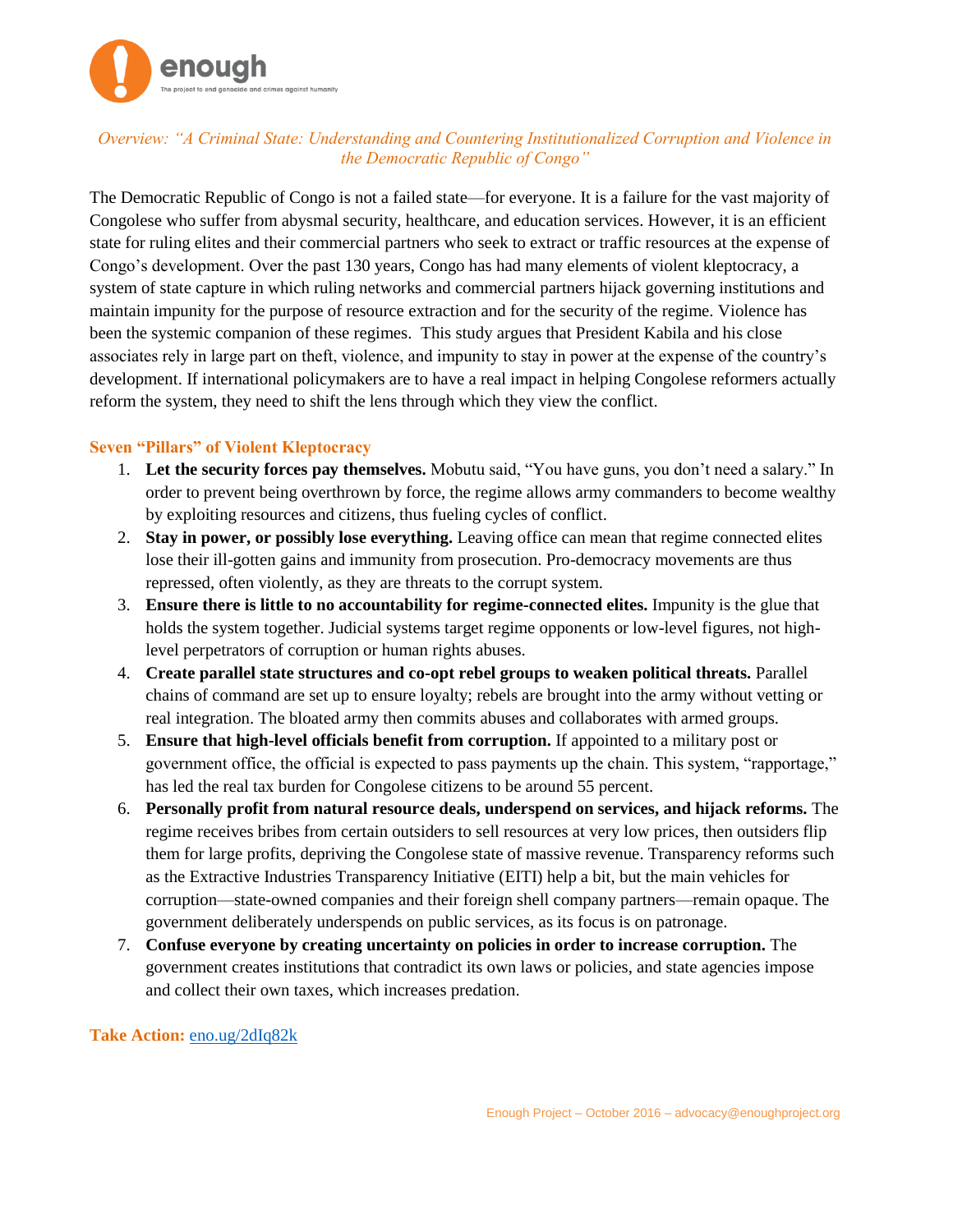*Overview: "A Criminal State: Understanding and Countering Institutionalized Corruption and Violence in the Democratic Republic of Congo"*

The Democratic Republic of Congo is not a failed state—for everyone. It is a failure for the vast majority of Congolese who suffer from abysmal security, healthcare, and education services. However, it is an efficient state for ruling elites and their commercial partners who seek to extract or traffic resources at the expense of Congo's development. Over the past 130 years, Congo has had many elements of violent kleptocracy, a system of state capture in which ruling networks and commercial partners hijack governing institutions and maintain impunity for the purpose of resource extraction and for the security of the regime. Violence has been the systemic companion of these regimes. This study argues that President Kabila and his close associates rely in large part on theft, violence, and impunity to stay in power at the expense of the country's development. If international policymakers are to have a real impact in helping Congolese reformers actually reform the system, they need to shift the lens through which they view the conflict.

## Seven "Pillars" of Violent Kleptocracy

1. **Let the security forces pay themselves.** Mobutu said, "You have guns, you don't need a salary." In order to prevent being overthrown by force, the regime allows army commanders to become wealthy by exploiting resources and citizens, thus fueling cycles of conflict.
2. **Stay in power, or possibly lose everything.** Leaving office can mean that regime connected elites lose their ill-gotten gains and immunity from prosecution. Pro-democracy movements are thus repressed, often violently, as they are threats to the corrupt system.
3. **Ensure there is little to no accountability for regime-connected elites.** Impunity is the glue that holds the system together. Judicial systems target regime opponents or low-level figures, not high-level perpetrators of corruption or human rights abuses.
4. **Create parallel state structures and co-opt rebel groups to weaken political threats.** Parallel chains of command are set up to ensure loyalty; rebels are brought into the army without vetting or real integration. The bloated army then commits abuses and collaborates with armed groups.
5. **Ensure that high-level officials benefit from corruption.** If appointed to a military post or government office, the official is expected to pass payments up the chain. This system, "rapportage," has led the real tax burden for Congolese citizens to be around 55 percent.
6. **Personally profit from natural resource deals, underspend on services, and hijack reforms.** The regime receives bribes from certain outsiders to sell resources at very low prices, then outsiders flip them for large profits, depriving the Congolese state of massive revenue. Transparency reforms such as the Extractive Industries Transparency Initiative (EITI) help a bit, but the main vehicles for corruption—state-owned companies and their foreign shell company partners—remain opaque. The government deliberately underspends on public services, as its focus is on patronage.
7. **Confuse everyone by creating uncertainty on policies in order to increase corruption.** The government creates institutions that contradict its own laws or policies, and state agencies impose and collect their own taxes, which increases predation.

**Take Action:** eno.ug/2dIq82k

Enough Project – October 2016 – advocacy@enoughproject.org